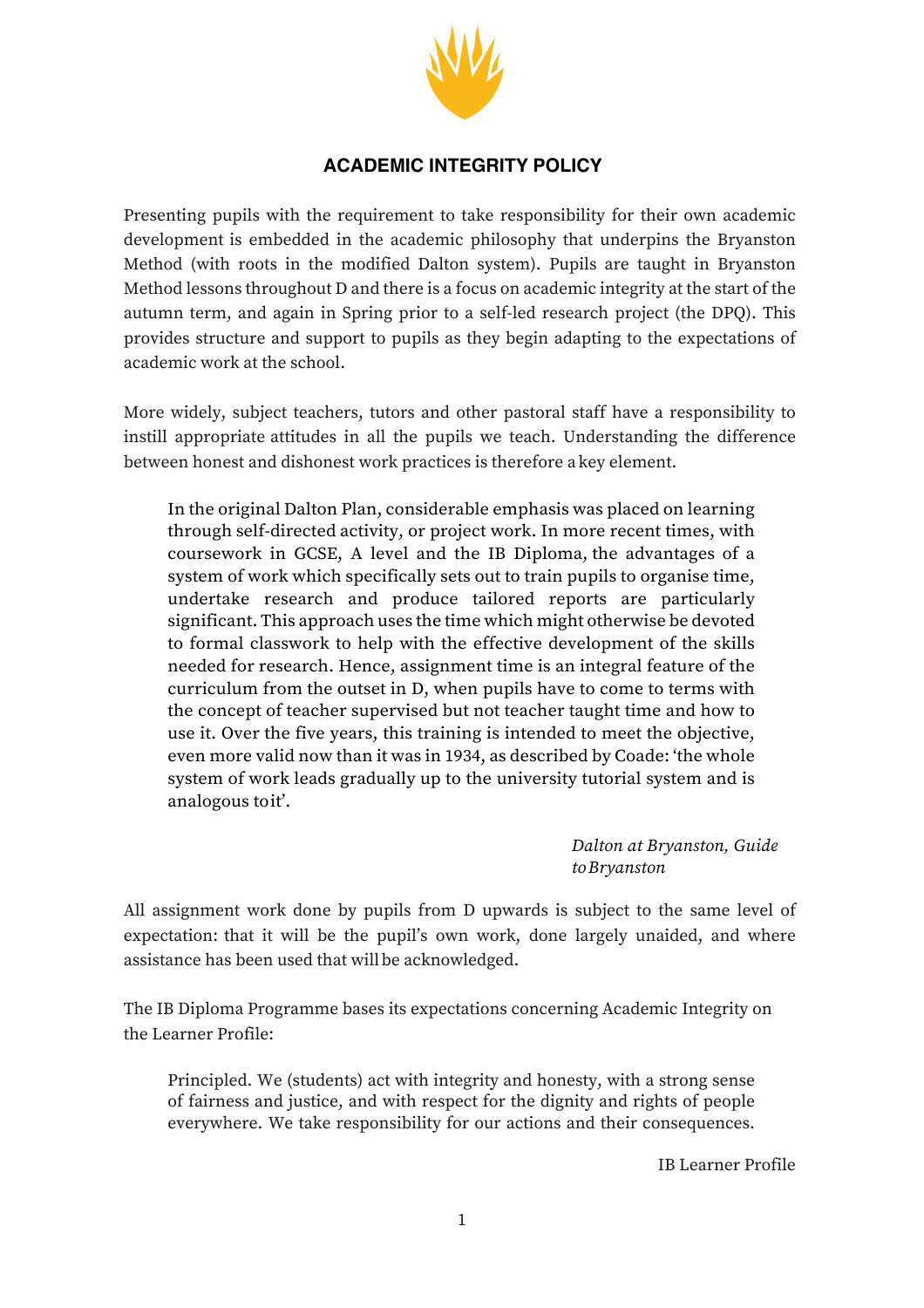# ACADEMIC INTEGRITY POLICY

Presenting pupils with the requirement to take responsibility for their own academic development is embedded in the academic philosophy that underpins the Bryanston Method (with roots in the modified Dalton system). Pupils are taught in Bryanston Method lessons throughout D and there is a focus on academic integrity at the start of the autumn term, and again in Spring prior to a self-led research project (the DPQ). This provides structure and support to pupils as they begin adapting to the expectations of academic work at the school.

More widely, subject teachers, tutors and other pastoral staff have a responsibility to instill appropriate attitudes in all the pupils we teach. Understanding the difference between honest and dishonest work practices is therefore a key element.

> In the original Dalton Plan, considerable emphasis was placed on learning through self-directed activity, or project work. In more recent times, with coursework in GCSE, A level and the IB Diploma, the advantages of a system of work which specifically sets out to train pupils to organise time, undertake research and produce tailored reports are particularly significant. This approach uses the time which might otherwise be devoted to formal classwork to help with the effective development of the skills needed for research. Hence, assignment time is an integral feature of the curriculum from the outset in D, when pupils have to come to terms with the concept of teacher supervised but not teacher taught time and how to use it. Over the five years, this training is intended to meet the objective, even more valid now than it was in 1934, as described by Coade: 'the whole system of work leads gradually up to the university tutorial system and is analogous to it'.
>
> *Dalton at Bryanston, Guide to Bryanston*

All assignment work done by pupils from D upwards is subject to the same level of expectation: that it will be the pupil's own work, done largely unaided, and where assistance has been used that will be acknowledged.

The IB Diploma Programme bases its expectations concerning Academic Integrity on the Learner Profile:

> Principled. We (students) act with integrity and honesty, with a strong sense of fairness and justice, and with respect for the dignity and rights of people everywhere. We take responsibility for our actions and their consequences.
>
> IB Learner Profile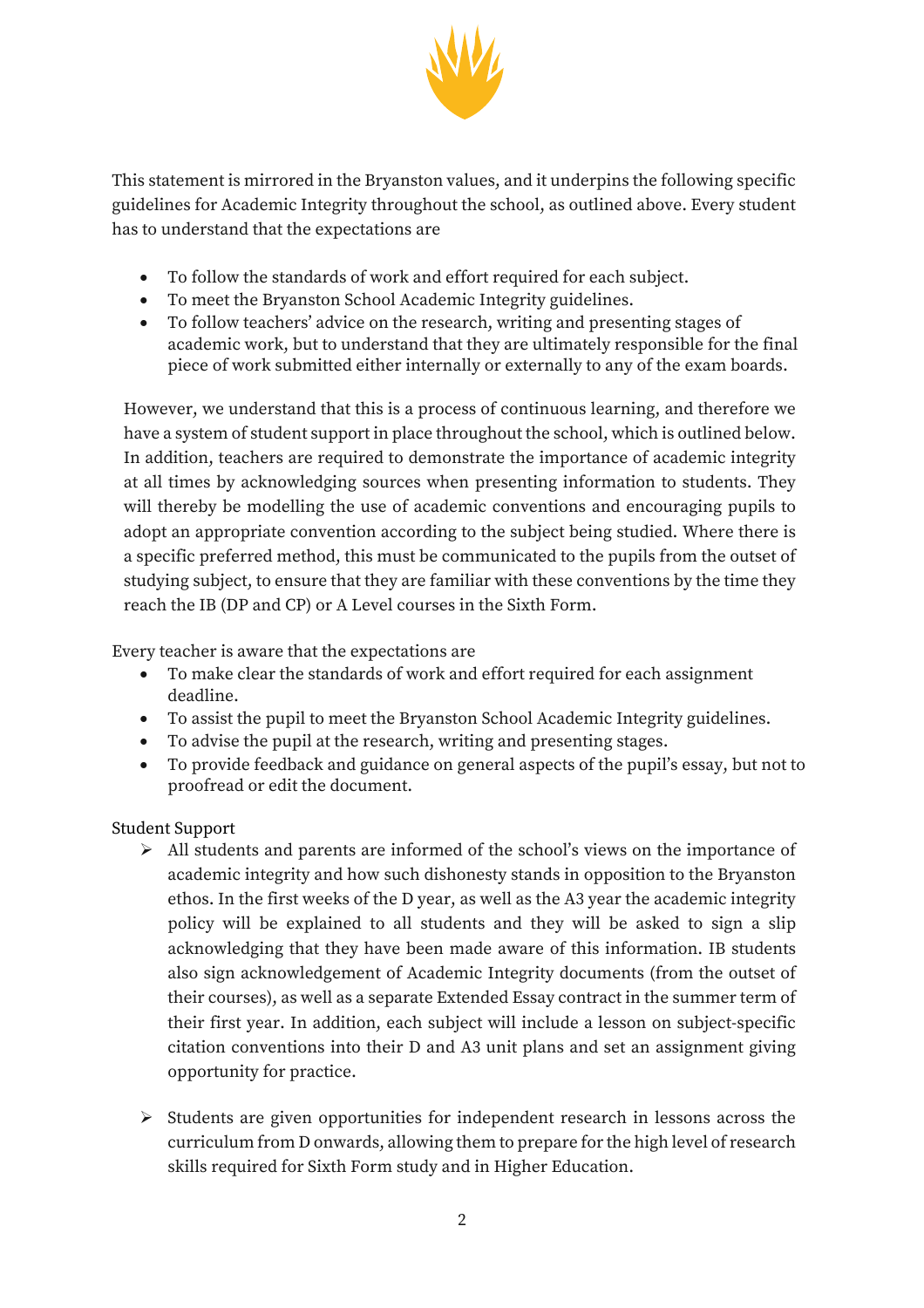This statement is mirrored in the Bryanston values, and it underpins the following specific guidelines for Academic Integrity throughout the school, as outlined above. Every student has to understand that the expectations are

- To follow the standards of work and effort required for each subject.
- To meet the Bryanston School Academic Integrity guidelines.
- To follow teachers' advice on the research, writing and presenting stages of academic work, but to understand that they are ultimately responsible for the final piece of work submitted either internally or externally to any of the exam boards.

However, we understand that this is a process of continuous learning, and therefore we have a system of student support in place throughout the school, which is outlined below. In addition, teachers are required to demonstrate the importance of academic integrity at all times by acknowledging sources when presenting information to students. They will thereby be modelling the use of academic conventions and encouraging pupils to adopt an appropriate convention according to the subject being studied. Where there is a specific preferred method, this must be communicated to the pupils from the outset of studying subject, to ensure that they are familiar with these conventions by the time they reach the IB (DP and CP) or A Level courses in the Sixth Form.

Every teacher is aware that the expectations are

- To make clear the standards of work and effort required for each assignment deadline.
- To assist the pupil to meet the Bryanston School Academic Integrity guidelines.
- To advise the pupil at the research, writing and presenting stages.
- To provide feedback and guidance on general aspects of the pupil's essay, but not to proofread or edit the document.

Student Support

- All students and parents are informed of the school's views on the importance of academic integrity and how such dishonesty stands in opposition to the Bryanston ethos. In the first weeks of the D year, as well as the A3 year the academic integrity policy will be explained to all students and they will be asked to sign a slip acknowledging that they have been made aware of this information. IB students also sign acknowledgement of Academic Integrity documents (from the outset of their courses), as well as a separate Extended Essay contract in the summer term of their first year. In addition, each subject will include a lesson on subject-specific citation conventions into their D and A3 unit plans and set an assignment giving opportunity for practice.

- Students are given opportunities for independent research in lessons across the curriculum from D onwards, allowing them to prepare for the high level of research skills required for Sixth Form study and in Higher Education.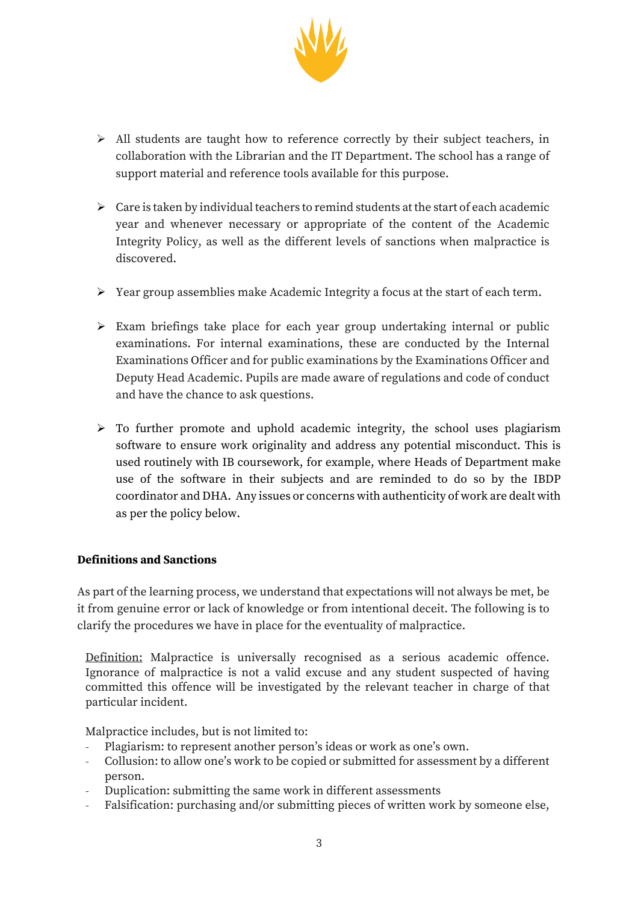- All students are taught how to reference correctly by their subject teachers, in collaboration with the Librarian and the IT Department. The school has a range of support material and reference tools available for this purpose.

- Care is taken by individual teachers to remind students at the start of each academic year and whenever necessary or appropriate of the content of the Academic Integrity Policy, as well as the different levels of sanctions when malpractice is discovered.

- Year group assemblies make Academic Integrity a focus at the start of each term.

- Exam briefings take place for each year group undertaking internal or public examinations. For internal examinations, these are conducted by the Internal Examinations Officer and for public examinations by the Examinations Officer and Deputy Head Academic. Pupils are made aware of regulations and code of conduct and have the chance to ask questions.

- To further promote and uphold academic integrity, the school uses plagiarism software to ensure work originality and address any potential misconduct. This is used routinely with IB coursework, for example, where Heads of Department make use of the software in their subjects and are reminded to do so by the IBDP coordinator and DHA. Any issues or concerns with authenticity of work are dealt with as per the policy below.

**Definitions and Sanctions**

As part of the learning process, we understand that expectations will not always be met, be it from genuine error or lack of knowledge or from intentional deceit. The following is to clarify the procedures we have in place for the eventuality of malpractice.

<u>Definition:</u> Malpractice is universally recognised as a serious academic offence. Ignorance of malpractice is not a valid excuse and any student suspected of having committed this offence will be investigated by the relevant teacher in charge of that particular incident.

Malpractice includes, but is not limited to:

- Plagiarism: to represent another person's ideas or work as one's own.
- Collusion: to allow one's work to be copied or submitted for assessment by a different person.
- Duplication: submitting the same work in different assessments
- Falsification: purchasing and/or submitting pieces of written work by someone else,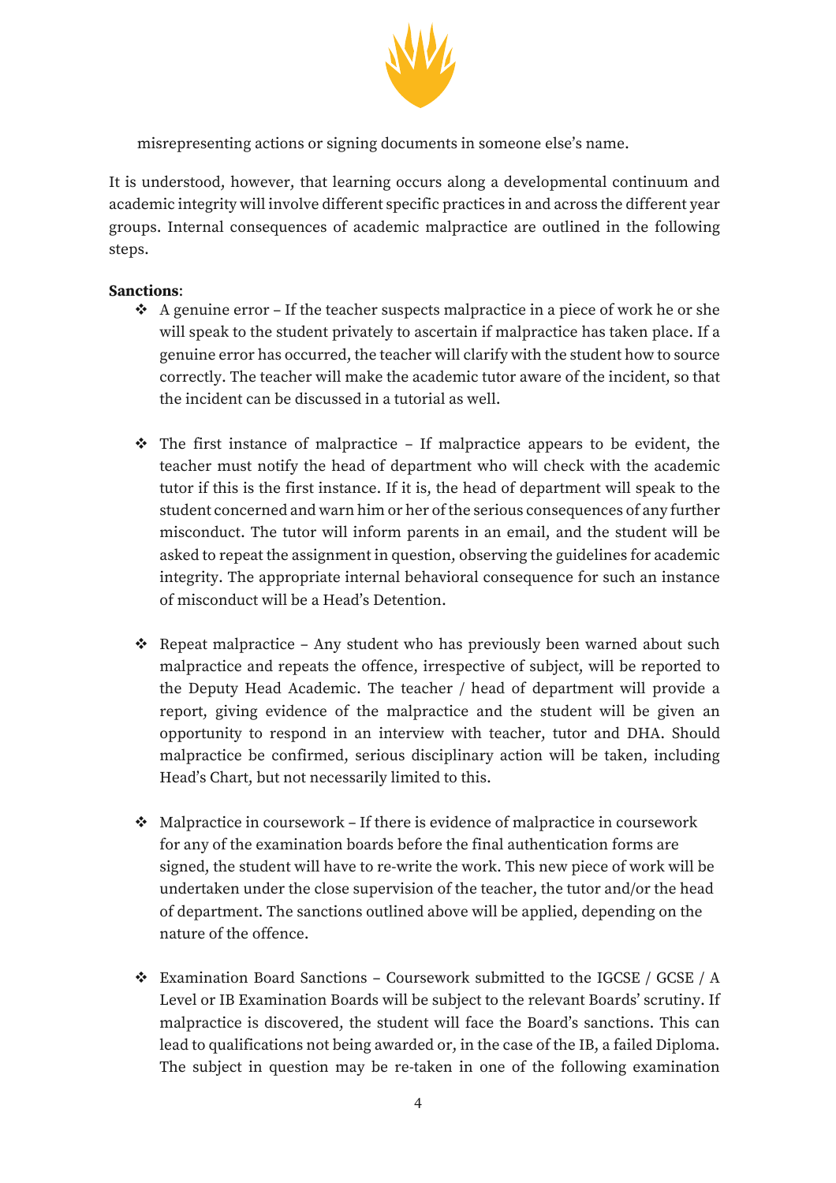misrepresenting actions or signing documents in someone else's name.

It is understood, however, that learning occurs along a developmental continuum and academic integrity will involve different specific practices in and across the different year groups. Internal consequences of academic malpractice are outlined in the following steps.

**Sanctions**:

- A genuine error – If the teacher suspects malpractice in a piece of work he or she will speak to the student privately to ascertain if malpractice has taken place. If a genuine error has occurred, the teacher will clarify with the student how to source correctly. The teacher will make the academic tutor aware of the incident, so that the incident can be discussed in a tutorial as well.

- The first instance of malpractice – If malpractice appears to be evident, the teacher must notify the head of department who will check with the academic tutor if this is the first instance. If it is, the head of department will speak to the student concerned and warn him or her of the serious consequences of any further misconduct. The tutor will inform parents in an email, and the student will be asked to repeat the assignment in question, observing the guidelines for academic integrity. The appropriate internal behavioral consequence for such an instance of misconduct will be a Head's Detention.

- Repeat malpractice – Any student who has previously been warned about such malpractice and repeats the offence, irrespective of subject, will be reported to the Deputy Head Academic. The teacher / head of department will provide a report, giving evidence of the malpractice and the student will be given an opportunity to respond in an interview with teacher, tutor and DHA. Should malpractice be confirmed, serious disciplinary action will be taken, including Head's Chart, but not necessarily limited to this.

- Malpractice in coursework – If there is evidence of malpractice in coursework for any of the examination boards before the final authentication forms are signed, the student will have to re-write the work. This new piece of work will be undertaken under the close supervision of the teacher, the tutor and/or the head of department. The sanctions outlined above will be applied, depending on the nature of the offence.

- Examination Board Sanctions – Coursework submitted to the IGCSE / GCSE / A Level or IB Examination Boards will be subject to the relevant Boards' scrutiny. If malpractice is discovered, the student will face the Board's sanctions. This can lead to qualifications not being awarded or, in the case of the IB, a failed Diploma. The subject in question may be re-taken in one of the following examination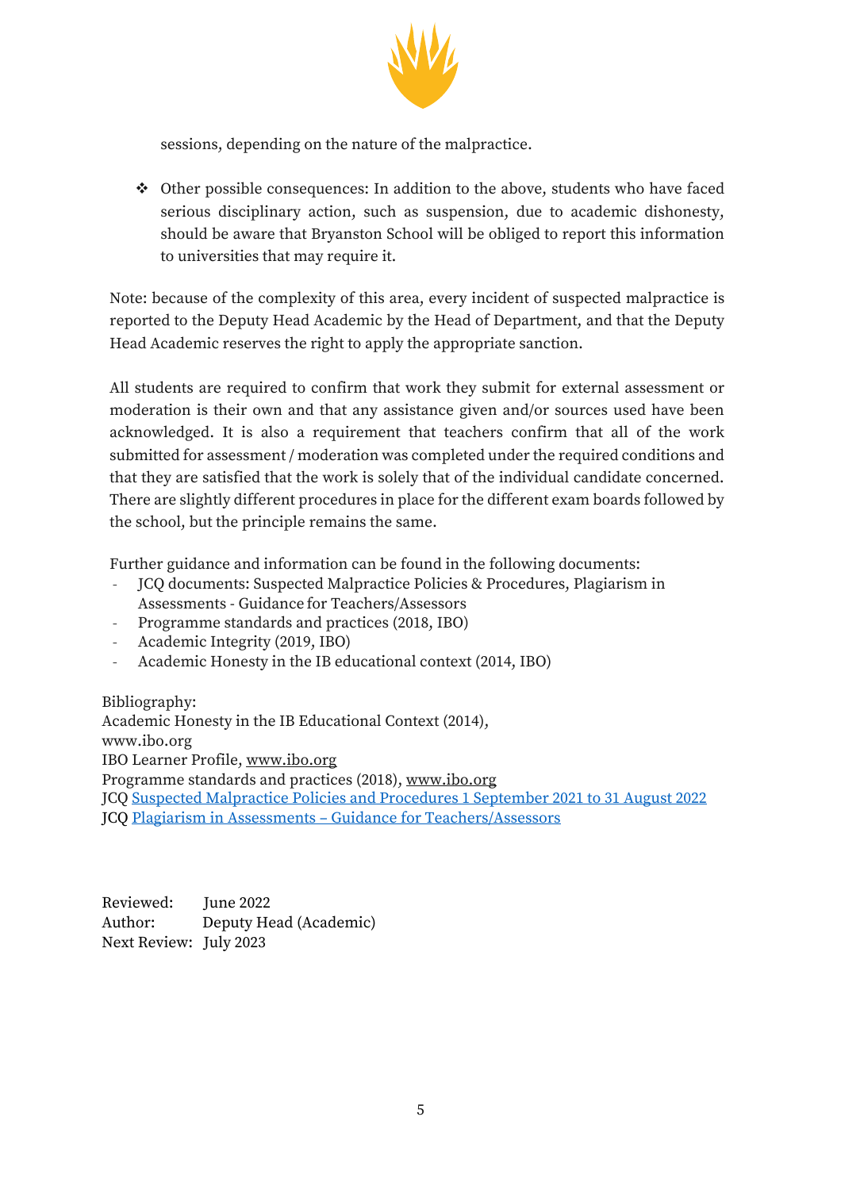sessions, depending on the nature of the malpractice.

- Other possible consequences: In addition to the above, students who have faced serious disciplinary action, such as suspension, due to academic dishonesty, should be aware that Bryanston School will be obliged to report this information to universities that may require it.

Note: because of the complexity of this area, every incident of suspected malpractice is reported to the Deputy Head Academic by the Head of Department, and that the Deputy Head Academic reserves the right to apply the appropriate sanction.

All students are required to confirm that work they submit for external assessment or moderation is their own and that any assistance given and/or sources used have been acknowledged. It is also a requirement that teachers confirm that all of the work submitted for assessment / moderation was completed under the required conditions and that they are satisfied that the work is solely that of the individual candidate concerned. There are slightly different procedures in place for the different exam boards followed by the school, but the principle remains the same.

Further guidance and information can be found in the following documents:

- JCQ documents: Suspected Malpractice Policies & Procedures, Plagiarism in Assessments - Guidance for Teachers/Assessors
- Programme standards and practices (2018, IBO)
- Academic Integrity (2019, IBO)
- Academic Honesty in the IB educational context (2014, IBO)

Bibliography:
Academic Honesty in the IB Educational Context (2014),
www.ibo.org
IBO Learner Profile, www.ibo.org
Programme standards and practices (2018), www.ibo.org
JCQ Suspected Malpractice Policies and Procedures 1 September 2021 to 31 August 2022
JCQ Plagiarism in Assessments – Guidance for Teachers/Assessors

Reviewed: June 2022
Author: Deputy Head (Academic)
Next Review: July 2023